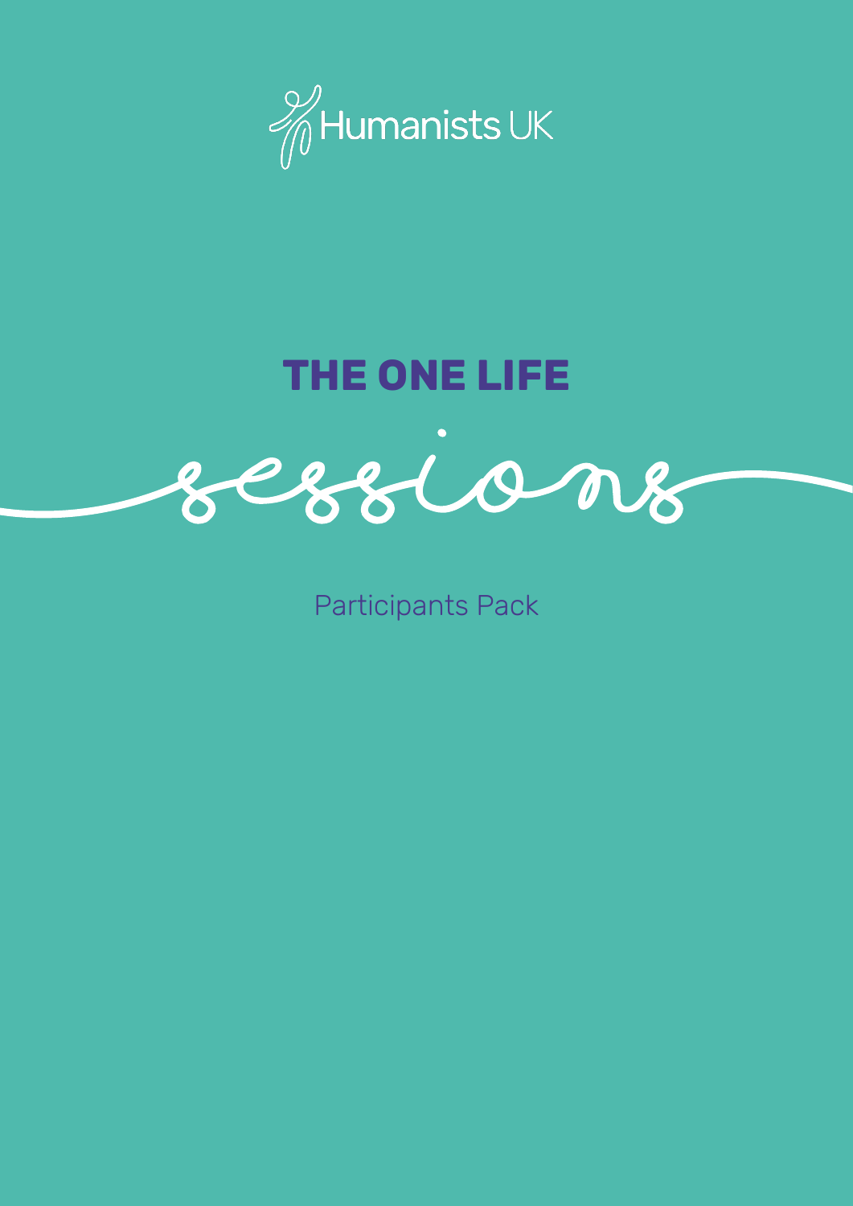Humanists UK

# THE ONE LIFE sessions

Participants Pack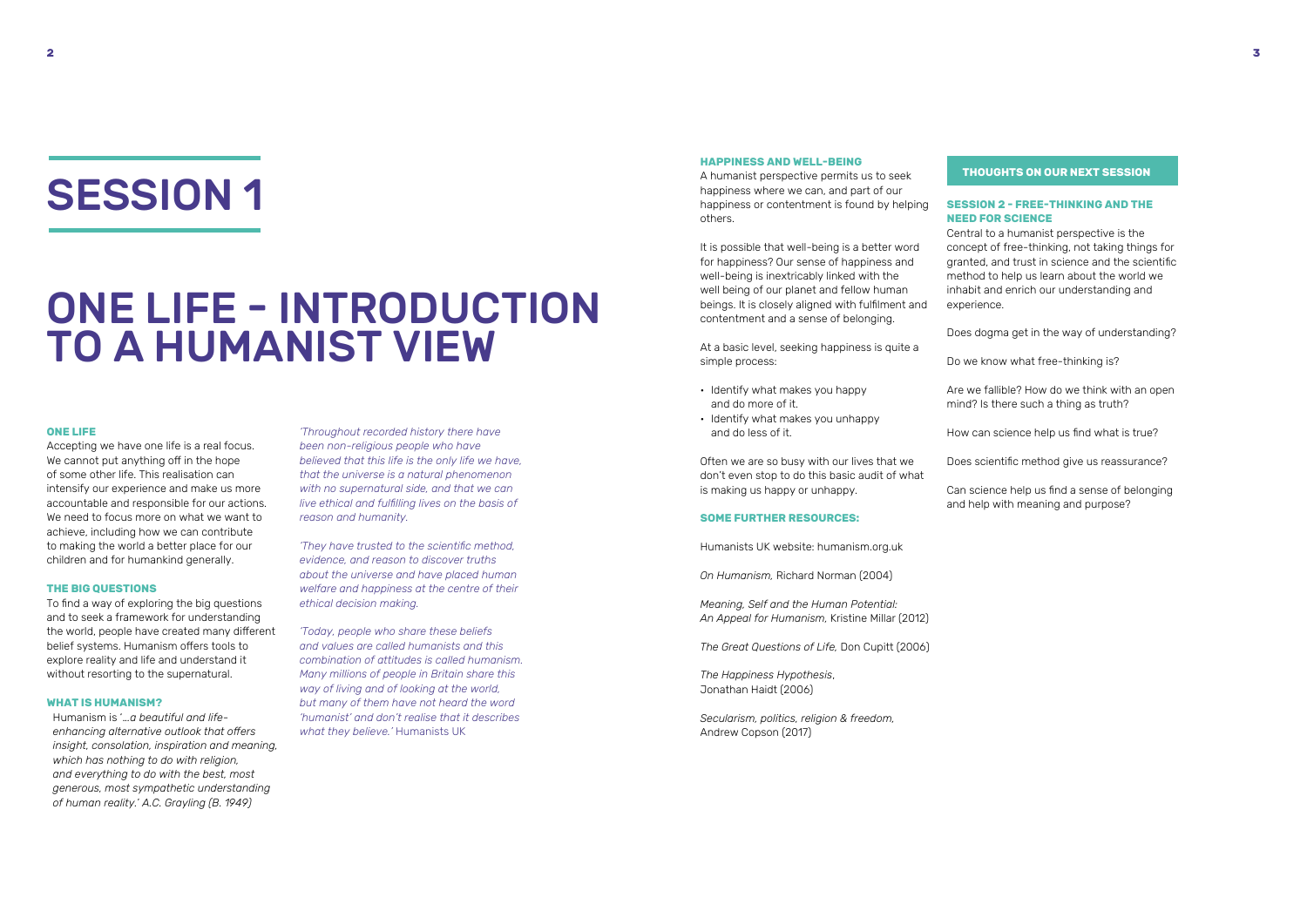# SESSION 1

# ONE LIFE - INTRODUCTION TO A HUMANIST VIEW

### ONE LIFE

Accepting we have one life is a real focus. We cannot put anything off in the hope of some other life. This realisation can intensify our experience and make us more accountable and responsible for our actions. We need to focus more on what we want to achieve, including how we can contribute to making the world a better place for our children and for humankind generally.

### THE BIG QUESTIONS

To find a way of exploring the big questions and to seek a framework for understanding the world, people have created many different belief systems. Humanism offers tools to explore reality and life and understand it without resorting to the supernatural.

### WHAT IS HUMANISM?

Humanism is *'...a beautiful and life-enhancing alternative outlook that offers insight, consolation, inspiration and meaning, which has nothing to do with religion, and everything to do with the best, most generous, most sympathetic understanding of human reality.' A.C. Grayling (B. 1949)*

*'Throughout recorded history there have been non-religious people who have believed that this life is the only life we have, that the universe is a natural phenomenon with no supernatural side, and that we can live ethical and fulfilling lives on the basis of reason and humanity.*

*'They have trusted to the scientific method, evidence, and reason to discover truths about the universe and have placed human welfare and happiness at the centre of their ethical decision making.*

*'Today, people who share these beliefs and values are called humanists and this combination of attitudes is called humanism. Many millions of people in Britain share this way of living and of looking at the world, but many of them have not heard the word 'humanist' and don't realise that it describes what they believe.'* Humanists UK

### HAPPINESS AND WELL-BEING

A humanist perspective permits us to seek happiness where we can, and part of our happiness or contentment is found by helping others.

It is possible that well-being is a better word for happiness? Our sense of happiness and well-being is inextricably linked with the well being of our planet and fellow human beings. It is closely aligned with fulfilment and contentment and a sense of belonging.

At a basic level, seeking happiness is quite a simple process:

- Identify what makes you happy and do more of it.
- Identify what makes you unhappy and do less of it.

Often we are so busy with our lives that we don't even stop to do this basic audit of what is making us happy or unhappy.

### SOME FURTHER RESOURCES:

Humanists UK website: humanism.org.uk

*On Humanism,* Richard Norman (2004)

*Meaning, Self and the Human Potential: An Appeal for Humanism*, Kristine Millar (2012)

*The Great Questions of Life,* Don Cupitt (2006)

*The Happiness Hypothesis*, Jonathan Haidt (2006)

*Secularism, politics, religion & freedom,* Andrew Copson (2017)

### THOUGHTS ON OUR NEXT SESSION

#### SESSION 2 - FREE-THINKING AND THE NEED FOR SCIENCE

Central to a humanist perspective is the concept of free-thinking, not taking things for granted, and trust in science and the scientific method to help us learn about the world we inhabit and enrich our understanding and experience.

Does dogma get in the way of understanding?

Do we know what free-thinking is?

Are we fallible? How do we think with an open mind? Is there such a thing as truth?

How can science help us find what is true?

Does scientific method give us reassurance?

Can science help us find a sense of belonging and help with meaning and purpose?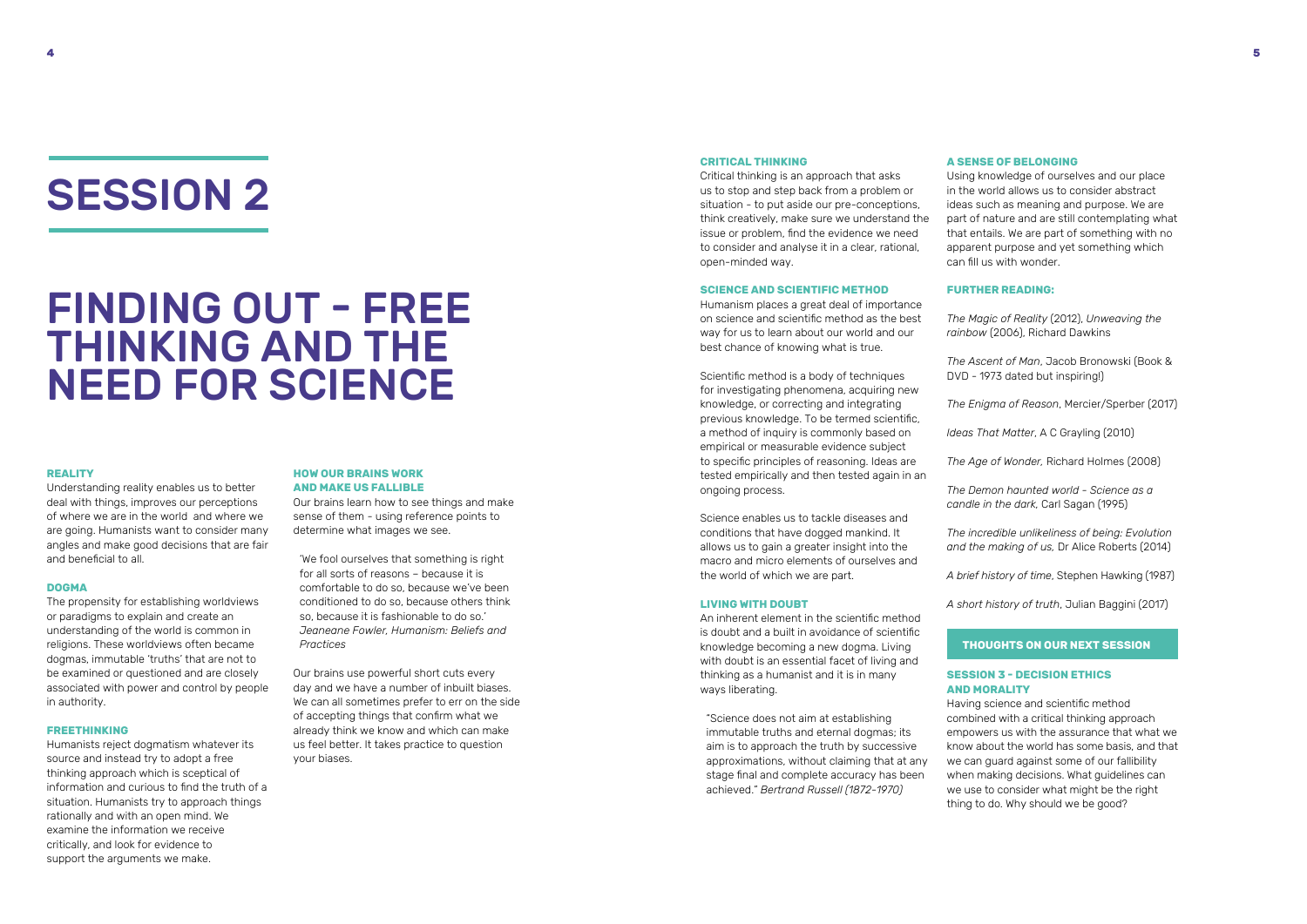# SESSION 2

# FINDING OUT - FREE THINKING AND THE NEED FOR SCIENCE

### REALITY

Understanding reality enables us to better deal with things, improves our perceptions of where we are in the world and where we are going. Humanists want to consider many angles and make good decisions that are fair and beneficial to all.

### DOGMA

The propensity for establishing worldviews or paradigms to explain and create an understanding of the world is common in religions. These worldviews often became dogmas, immutable 'truths' that are not to be examined or questioned and are closely associated with power and control by people in authority.

### FREETHINKING

Humanists reject dogmatism whatever its source and instead try to adopt a free thinking approach which is sceptical of information and curious to find the truth of a situation. Humanists try to approach things rationally and with an open mind. We examine the information we receive critically, and look for evidence to support the arguments we make.

### HOW OUR BRAINS WORK AND MAKE US FALLIBLE

Our brains learn how to see things and make sense of them - using reference points to determine what images we see.

> 'We fool ourselves that something is right for all sorts of reasons – because it is comfortable to do so, because we've been conditioned to do so, because others think so, because it is fashionable to do so.' *Jeaneane Fowler, Humanism: Beliefs and Practices*

Our brains use powerful short cuts every day and we have a number of inbuilt biases. We can all sometimes prefer to err on the side of accepting things that confirm what we already think we know and which can make us feel better. It takes practice to question your biases.

### CRITICAL THINKING

Critical thinking is an approach that asks us to stop and step back from a problem or situation - to put aside our pre-conceptions, think creatively, make sure we understand the issue or problem, find the evidence we need to consider and analyse it in a clear, rational, open-minded way.

### SCIENCE AND SCIENTIFIC METHOD

Humanism places a great deal of importance on science and scientific method as the best way for us to learn about our world and our best chance of knowing what is true.

Scientific method is a body of techniques for investigating phenomena, acquiring new knowledge, or correcting and integrating previous knowledge. To be termed scientific, a method of inquiry is commonly based on empirical or measurable evidence subject to specific principles of reasoning. Ideas are tested empirically and then tested again in an ongoing process.

Science enables us to tackle diseases and conditions that have dogged mankind. It allows us to gain a greater insight into the macro and micro elements of ourselves and the world of which we are part.

### LIVING WITH DOUBT

An inherent element in the scientific method is doubt and a built in avoidance of scientific knowledge becoming a new dogma. Living with doubt is an essential facet of living and thinking as a humanist and it is in many ways liberating.

> "Science does not aim at establishing immutable truths and eternal dogmas; its aim is to approach the truth by successive approximations, without claiming that at any stage final and complete accuracy has been achieved." *Bertrand Russell (1872-1970)*

### A SENSE OF BELONGING

Using knowledge of ourselves and our place in the world allows us to consider abstract ideas such as meaning and purpose. We are part of nature and are still contemplating what that entails. We are part of something with no apparent purpose and yet something which can fill us with wonder.

### FURTHER READING:

*The Magic of Reality* (2012), *Unweaving the rainbow* (2006), Richard Dawkins

*The Ascent of Man*, Jacob Bronowski (Book & DVD - 1973 dated but inspiring!)

*The Enigma of Reason*, Mercier/Sperber (2017)

*Ideas That Matter*, A C Grayling (2010)

*The Age of Wonder,* Richard Holmes (2008)

*The Demon haunted world - Science as a candle in the dark,* Carl Sagan (1995)

*The incredible unlikeliness of being: Evolution and the making of us,* Dr Alice Roberts (2014)

*A brief history of time*, Stephen Hawking (1987)

*A short history of truth*, Julian Baggini (2017)

### THOUGHTS ON OUR NEXT SESSION

### SESSION 3 - DECISION ETHICS AND MORALITY

Having science and scientific method combined with a critical thinking approach empowers us with the assurance that what we know about the world has some basis, and that we can guard against some of our fallibility when making decisions. What guidelines can we use to consider what might be the right thing to do. Why should we be good?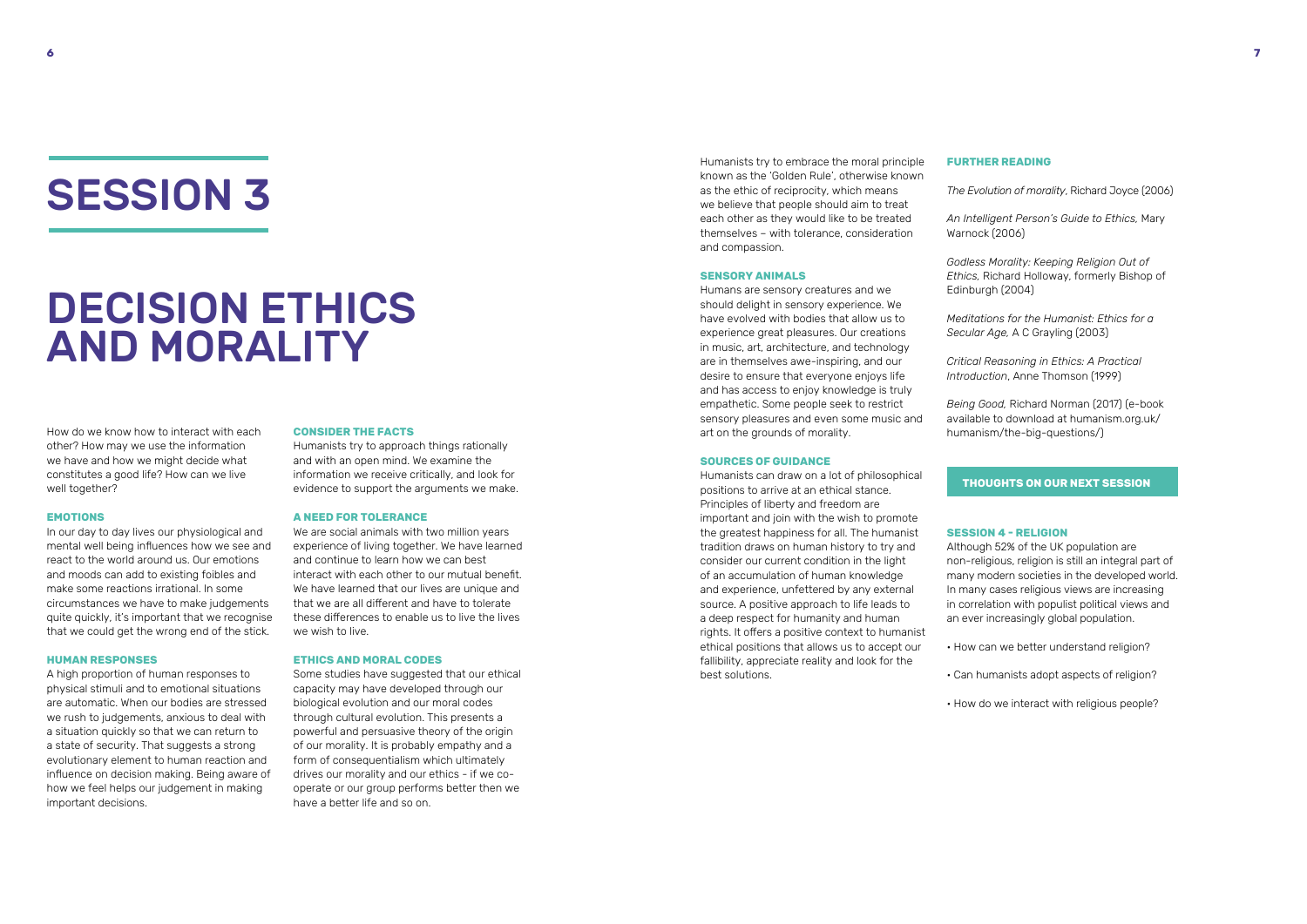# SESSION 3

# DECISION ETHICS AND MORALITY

How do we know how to interact with each other? How may we use the information we have and how we might decide what constitutes a good life? How can we live well together?

### EMOTIONS

In our day to day lives our physiological and mental well being influences how we see and react to the world around us. Our emotions and moods can add to existing foibles and make some reactions irrational. In some circumstances we have to make judgements quite quickly, it's important that we recognise that we could get the wrong end of the stick.

### HUMAN RESPONSES

A high proportion of human responses to physical stimuli and to emotional situations are automatic. When our bodies are stressed we rush to judgements, anxious to deal with a situation quickly so that we can return to a state of security. That suggests a strong evolutionary element to human reaction and influence on decision making. Being aware of how we feel helps our judgement in making important decisions.

### CONSIDER THE FACTS

Humanists try to approach things rationally and with an open mind. We examine the information we receive critically, and look for evidence to support the arguments we make.

### A NEED FOR TOLERANCE

We are social animals with two million years experience of living together. We have learned and continue to learn how we can best interact with each other to our mutual benefit. We have learned that our lives are unique and that we are all different and have to tolerate these differences to enable us to live the lives we wish to live.

### ETHICS AND MORAL CODES

Some studies have suggested that our ethical capacity may have developed through our biological evolution and our moral codes through cultural evolution. This presents a powerful and persuasive theory of the origin of our morality. It is probably empathy and a form of consequentialism which ultimately drives our morality and our ethics - if we co-operate or our group performs better then we have a better life and so on.

Humanists try to embrace the moral principle known as the 'Golden Rule', otherwise known as the ethic of reciprocity, which means we believe that people should aim to treat each other as they would like to be treated themselves – with tolerance, consideration and compassion.

### SENSORY ANIMALS

Humans are sensory creatures and we should delight in sensory experience. We have evolved with bodies that allow us to experience great pleasures. Our creations in music, art, architecture, and technology are in themselves awe-inspiring, and our desire to ensure that everyone enjoys life and has access to enjoy knowledge is truly empathetic. Some people seek to restrict sensory pleasures and even some music and art on the grounds of morality.

### SOURCES OF GUIDANCE

Humanists can draw on a lot of philosophical positions to arrive at an ethical stance. Principles of liberty and freedom are important and join with the wish to promote the greatest happiness for all. The humanist tradition draws on human history to try and consider our current condition in the light of an accumulation of human knowledge and experience, unfettered by any external source. A positive approach to life leads to a deep respect for humanity and human rights. It offers a positive context to humanist ethical positions that allows us to accept our fallibility, appreciate reality and look for the best solutions.

### FURTHER READING

*The Evolution of morality*, Richard Joyce (2006)

*An Intelligent Person's Guide to Ethics,* Mary Warnock (2006)

*Godless Morality: Keeping Religion Out of Ethics,* Richard Holloway, formerly Bishop of Edinburgh (2004)

*Meditations for the Humanist: Ethics for a Secular Age,* A C Grayling (2003)

*Critical Reasoning in Ethics: A Practical Introduction*, Anne Thomson (1999)

*Being Good,* Richard Norman (2017) (e-book available to download at humanism.org.uk/humanism/the-big-questions/)

### THOUGHTS ON OUR NEXT SESSION

### SESSION 4 - RELIGION

Although 52% of the UK population are non-religious, religion is still an integral part of many modern societies in the developed world. In many cases religious views are increasing in correlation with populist political views and an ever increasingly global population.

- How can we better understand religion?
- Can humanists adopt aspects of religion?
- How do we interact with religious people?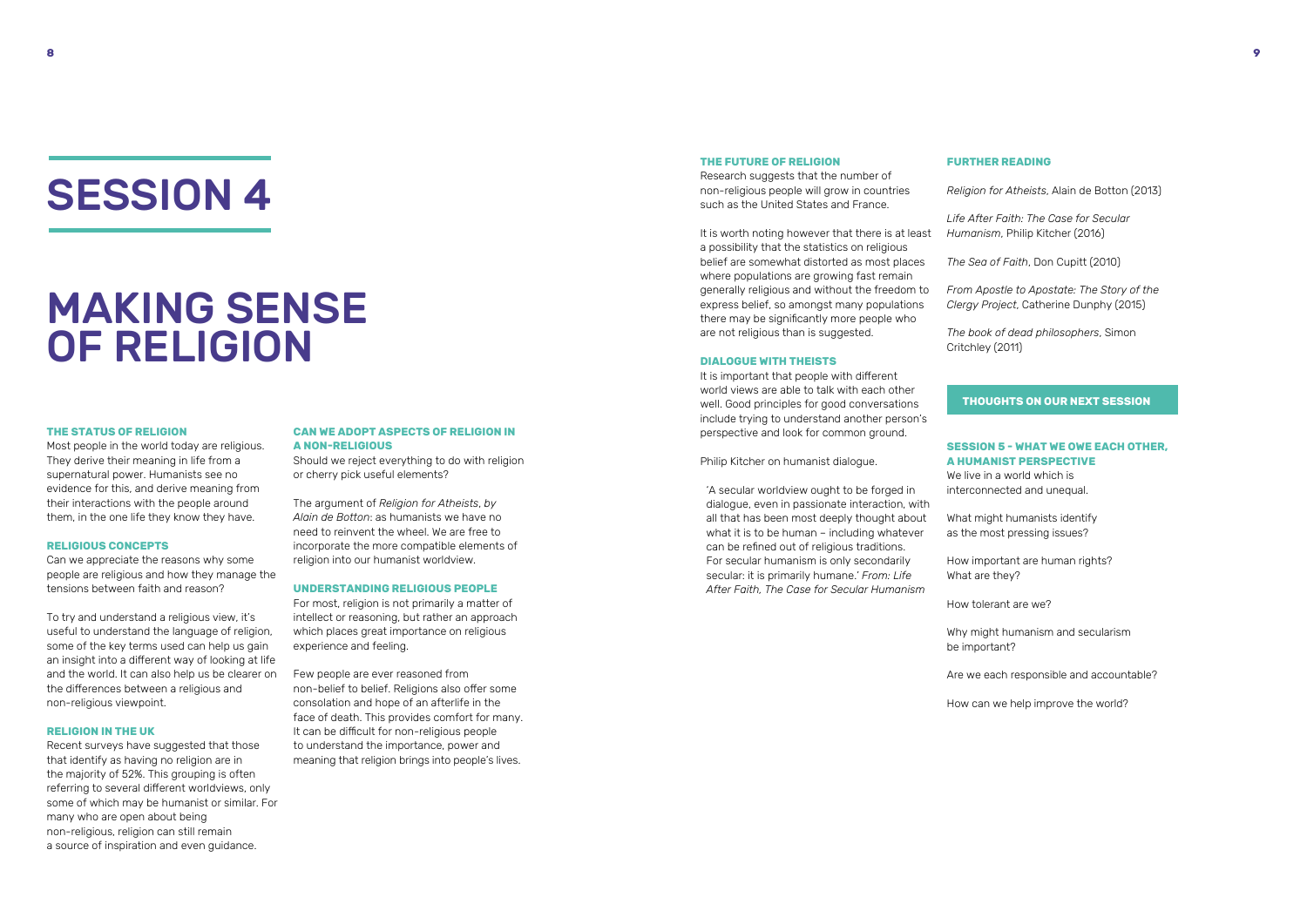# SESSION 4

# MAKING SENSE OF RELIGION

### THE STATUS OF RELIGION

Most people in the world today are religious. They derive their meaning in life from a supernatural power. Humanists see no evidence for this, and derive meaning from their interactions with the people around them, in the one life they know they have.

### RELIGIOUS CONCEPTS

Can we appreciate the reasons why some people are religious and how they manage the tensions between faith and reason?

To try and understand a religious view, it's useful to understand the language of religion, some of the key terms used can help us gain an insight into a different way of looking at life and the world. It can also help us be clearer on the differences between a religious and non-religious viewpoint.

### RELIGION IN THE UK

Recent surveys have suggested that those that identify as having no religion are in the majority of 52%. This grouping is often referring to several different worldviews, only some of which may be humanist or similar. For many who are open about being non-religious, religion can still remain a source of inspiration and even guidance.

### CAN WE ADOPT ASPECTS OF RELIGION IN A NON-RELIGIOUS

Should we reject everything to do with religion or cherry pick useful elements?

The argument of *Religion for Atheists*, *by Alain de Botton*: as humanists we have no need to reinvent the wheel. We are free to incorporate the more compatible elements of religion into our humanist worldview.

### UNDERSTANDING RELIGIOUS PEOPLE

For most, religion is not primarily a matter of intellect or reasoning, but rather an approach which places great importance on religious experience and feeling.

Few people are ever reasoned from non-belief to belief. Religions also offer some consolation and hope of an afterlife in the face of death. This provides comfort for many. It can be difficult for non-religious people to understand the importance, power and meaning that religion brings into people's lives.

### THE FUTURE OF RELIGION

Research suggests that the number of non-religious people will grow in countries such as the United States and France.

It is worth noting however that there is at least a possibility that the statistics on religious belief are somewhat distorted as most places where populations are growing fast remain generally religious and without the freedom to express belief, so amongst many populations there may be significantly more people who are not religious than is suggested.

### DIALOGUE WITH THEISTS

It is important that people with different world views are able to talk with each other well. Good principles for good conversations include trying to understand another person's perspective and look for common ground.

Philip Kitcher on humanist dialogue.

> 'A secular worldview ought to be forged in dialogue, even in passionate interaction, with all that has been most deeply thought about what it is to be human – including whatever can be refined out of religious traditions. For secular humanism is only secondarily secular: it is primarily humane.' *From: Life After Faith, The Case for Secular Humanism*

### FURTHER READING

*Religion for Atheists*, Alain de Botton (2013)

*Life After Faith: The Case for Secular Humanism*, Philip Kitcher (2016)

*The Sea of Faith*, Don Cupitt (2010)

*From Apostle to Apostate: The Story of the Clergy Project*, Catherine Dunphy (2015)

*The book of dead philosophers*, Simon Critchley (2011)

### THOUGHTS ON OUR NEXT SESSION

### SESSION 5 - WHAT WE OWE EACH OTHER, A HUMANIST PERSPECTIVE

We live in a world which is interconnected and unequal.

What might humanists identify as the most pressing issues?

How important are human rights? What are they?

How tolerant are we?

Why might humanism and secularism be important?

Are we each responsible and accountable?

How can we help improve the world?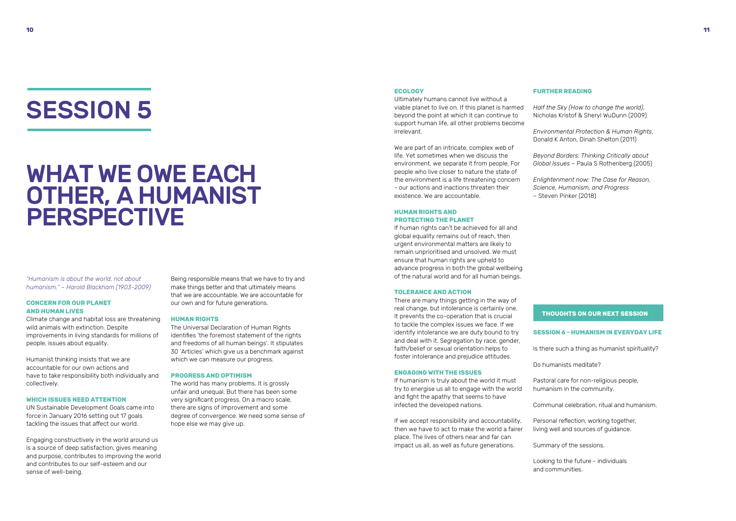# SESSION 5

# WHAT WE OWE EACH OTHER, A HUMANIST PERSPECTIVE

*"Humanism is about the world, not about humanism." – Harold Blackham (1903-2009)*

### CONCERN FOR OUR PLANET AND HUMAN LIVES

Climate change and habitat loss are threatening wild animals with extinction. Despite improvements in living standards for millions of people, issues about equality.

Humanist thinking insists that we are accountable for our own actions and have to take responsibility both individually and collectively.

### WHICH ISSUES NEED ATTENTION

UN Sustainable Development Goals came into force in January 2016 setting out 17 goals tackling the issues that affect our world.

Engaging constructively in the world around us is a source of deep satisfaction, gives meaning and purpose, contributes to improving the world and contributes to our self-esteem and our sense of well-being.

Being responsible means that we have to try and make things better and that ultimately means that we are accountable. We are accountable for our own and for future generations.

### HUMAN RIGHTS

The Universal Declaration of Human Rights identifies 'the foremost statement of the rights and freedoms of all human beings'. It stipulates 30 'Articles' which give us a benchmark against which we can measure our progress.

### PROGRESS AND OPTIMISM

The world has many problems. It is grossly unfair and unequal. But there has been some very significant progress. On a macro scale, there are signs of improvement and some degree of convergence. We need some sense of hope else we may give up.

### ECOLOGY

Ultimately humans cannot live without a viable planet to live on. If this planet is harmed beyond the point at which it can continue to support human life, all other problems become irrelevant.

We are part of an intricate, complex web of life. Yet sometimes when we discuss the environment, we separate it from people. For people who live closer to nature the state of the environment is a life threatening concern - our actions and inactions threaten their existence. We are accountable.

### HUMAN RIGHTS AND PROTECTING THE PLANET

If human rights can't be achieved for all and global equality remains out of reach, then urgent environmental matters are likely to remain unprioritised and unsolved. We must ensure that human rights are upheld to advance progress in both the global wellbeing of the natural world and for all human beings.

### TOLERANCE AND ACTION

There are many things getting in the way of real change, but intolerance is certainly one. It prevents the co-operation that is crucial to tackle the complex issues we face. If we identify intolerance we are duty bound to try and deal with it. Segregation by race, gender, faith/belief or sexual orientation helps to foster intolerance and prejudice attitudes.

### ENGAGING WITH THE ISSUES

If humanism is truly about the world it must try to energise us all to engage with the world and fight the apathy that seems to have infected the developed nations.

If we accept responsibility and accountability, then we have to act to make the world a fairer place. The lives of others near and far can impact us all, as well as future generations.

### FURTHER READING

*Half the Sky (How to change the world)*, Nicholas Kristof & Sheryl WuDunn (2009)

*Environmental Protection & Human Rights*, Donald K Anton, Dinah Shelton (2011)

*Beyond Borders: Thinking Critically about Global Issues* – Paula S Rothenberg (2005)

*Enlightenment now: The Case for Reason, Science, Humanism, and Progress* – Steven Pinker (2018)

### THOUGHTS ON OUR NEXT SESSION

**SESSION 6 - HUMANISM IN EVERYDAY LIFE**

Is there such a thing as humanist spirituality?

Do humanists meditate?

Pastoral care for non-religious people, humanism in the community.

Communal celebration, ritual and humanism.

Personal reflection, working together, living well and sources of guidance.

Summary of the sessions.

Looking to the future - individuals and communities.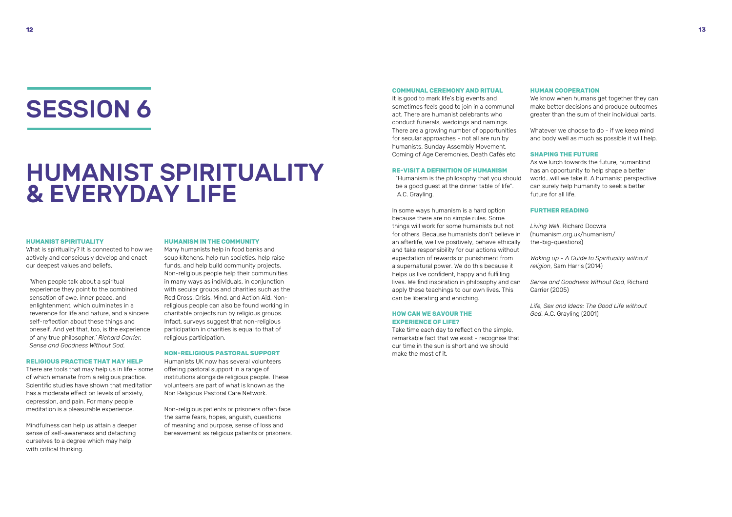# SESSION 6

# HUMANIST SPIRITUALITY & EVERYDAY LIFE

### HUMANIST SPIRITUALITY

What is spirituality? It is connected to how we actively and consciously develop and enact our deepest values and beliefs.

> 'When people talk about a spiritual experience they point to the combined sensation of awe, inner peace, and enlightenment, which culminates in a reverence for life and nature, and a sincere self-reflection about these things and oneself. And yet that, too, is the experience of any true philosopher.' *Richard Carrier, Sense and Goodness Without God.*

### RELIGIOUS PRACTICE THAT MAY HELP

There are tools that may help us in life - some of which emanate from a religious practice. Scientific studies have shown that meditation has a moderate effect on levels of anxiety, depression, and pain. For many people meditation is a pleasurable experience.

Mindfulness can help us attain a deeper sense of self-awareness and detaching ourselves to a degree which may help with critical thinking.

### HUMANISM IN THE COMMUNITY

Many humanists help in food banks and soup kitchens, help run societies, help raise funds, and help build community projects. Non-religious people help their communities in many ways as individuals, in conjunction with secular groups and charities such as the Red Cross, Crisis, Mind, and Action Aid. Non-religious people can also be found working in charitable projects run by religious groups. Infact, surveys suggest that non-religious participation in charities is equal to that of religious participation.

### NON-RELIGIOUS PASTORAL SUPPORT

Humanists UK now has several volunteers offering pastoral support in a range of institutions alongside religious people. These volunteers are part of what is known as the Non Religious Pastoral Care Network.

Non-religious patients or prisoners often face the same fears, hopes, anguish, questions of meaning and purpose, sense of loss and bereavement as religious patients or prisoners.

### COMMUNAL CEREMONY AND RITUAL

It is good to mark life's big events and sometimes feels good to join in a communal act. There are humanist celebrants who conduct funerals, weddings and namings. There are a growing number of opportunities for secular approaches - not all are run by humanists. Sunday Assembly Movement, Coming of Age Ceremonies, Death Cafés etc

### RE-VISIT A DEFINITION OF HUMANISM

> "Humanism is the philosophy that you should be a good guest at the dinner table of life". A.C. Grayling.

In some ways humanism is a hard option because there are no simple rules. Some things will work for some humanists but not for others. Because humanists don't believe in an afterlife, we live positively, behave ethically and take responsibility for our actions without expectation of rewards or punishment from a supernatural power. We do this because it helps us live confident, happy and fulfilling lives. We find inspiration in philosophy and can apply these teachings to our own lives. This can be liberating and enriching.

### HOW CAN WE SAVOUR THE EXPERIENCE OF LIFE?

Take time each day to reflect on the simple, remarkable fact that we exist - recognise that our time in the sun is short and we should make the most of it.

### HUMAN COOPERATION

We know when humans get together they can make better decisions and produce outcomes greater than the sum of their individual parts.

Whatever we choose to do - if we keep mind and body well as much as possible it will help.

### SHAPING THE FUTURE

As we lurch towards the future, humankind has an opportunity to help shape a better world...will we take it. A humanist perspective can surely help humanity to seek a better future for all life.

### FURTHER READING

*Living Well*, Richard Docwra (humanism.org.uk/humanism/the-big-questions)

*Waking up - A Guide to Spirituality without religion*, Sam Harris (2014)

*Sense and Goodness Without God*, Richard Carrier (2005)

*Life, Sex and Ideas: The Good Life without God*, A.C. Grayling (2001)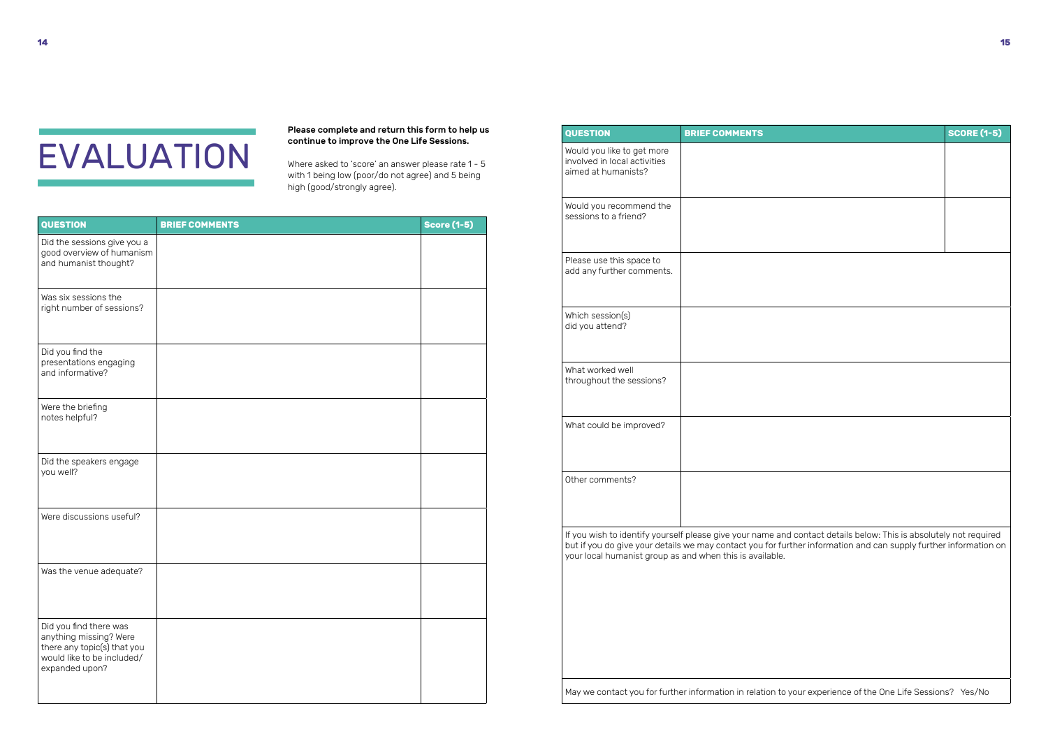# EVALUATION

**Please complete and return this form to help us continue to improve the One Life Sessions.**

Where asked to 'score' an answer please rate 1 - 5 with 1 being low (poor/do not agree) and 5 being high (good/strongly agree).

| QUESTION | BRIEF COMMENTS | Score (1-5) |
|---|---|---|
| Did the sessions give you a good overview of humanism and humanist thought? | | |
| Was six sessions the right number of sessions? | | |
| Did you find the presentations engaging and informative? | | |
| Were the briefing notes helpful? | | |
| Did the speakers engage you well? | | |
| Were discussions useful? | | |
| Was the venue adequate? | | |
| Did you find there was anything missing? Were there any topic(s) that you would like to be included/expanded upon? | | |

| QUESTION | BRIEF COMMENTS | SCORE (1-5) |
|---|---|---|
| Would you like to get more involved in local activities aimed at humanists? | | |
| Would you recommend the sessions to a friend? | | |
| Please use this space to add any further comments. | | |
| Which session(s) did you attend? | | |
| What worked well throughout the sessions? | | |
| What could be improved? | | |
| Other comments? | | |

If you wish to identify yourself please give your name and contact details below: This is absolutely not required but if you do give your details we may contact you for further information and can supply further information on your local humanist group as and when this is available.

May we contact you for further information in relation to your experience of the One Life Sessions? Yes/No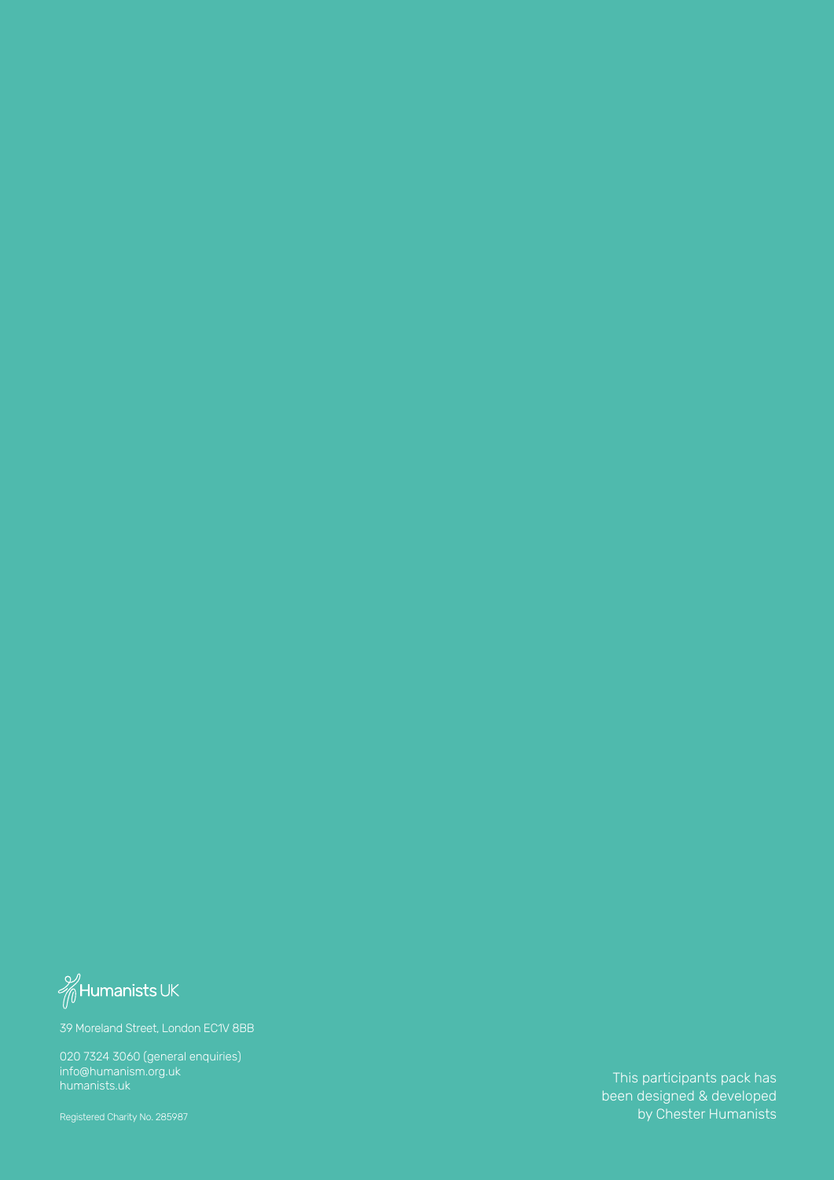Humanists UK

39 Moreland Street, London EC1V 8BB

020 7324 3060 (general enquiries)
info@humanism.org.uk
humanists.uk

Registered Charity No. 285987

This participants pack has been designed & developed by Chester Humanists